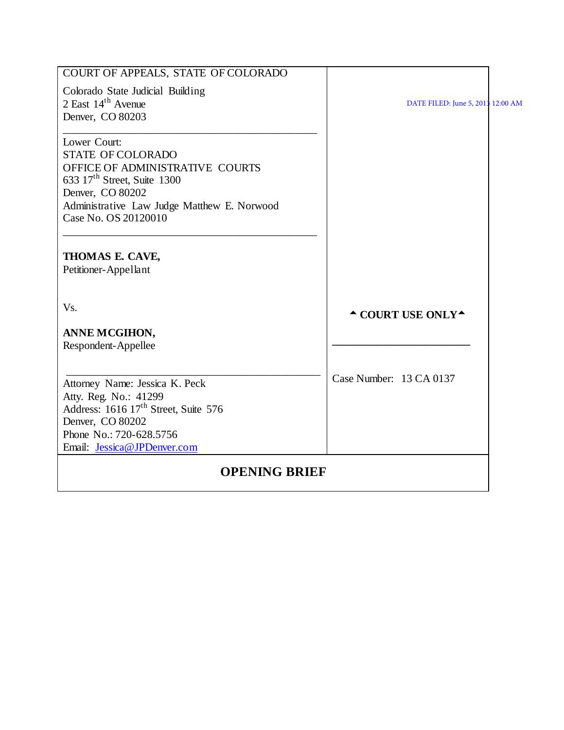COURT OF APPEALS, STATE OF COLORADO

Colorado State Judicial Building
2 East 14th Avenue
Denver, CO 80203

DATE FILED: June 5, 2013 12:00 AM

---

Lower Court:
STATE OF COLORADO
OFFICE OF ADMINISTRATIVE COURTS
633 17th Street, Suite 1300
Denver, CO 80202
Administrative Law Judge Matthew E. Norwood
Case No. OS 20120010

---

**THOMAS E. CAVE,**
Petitioner-Appellant

Vs.

**ANNE MCGIHON,**
Respondent-Appellee

**▲ COURT USE ONLY ▲**

---

Attorney Name: Jessica K. Peck
Atty. Reg. No.: 41299
Address: 1616 17th Street, Suite 576
Denver, CO 80202
Phone No.: 720-628.5756
Email: Jessica@JPDenver.com

Case Number: 13 CA 0137

# OPENING BRIEF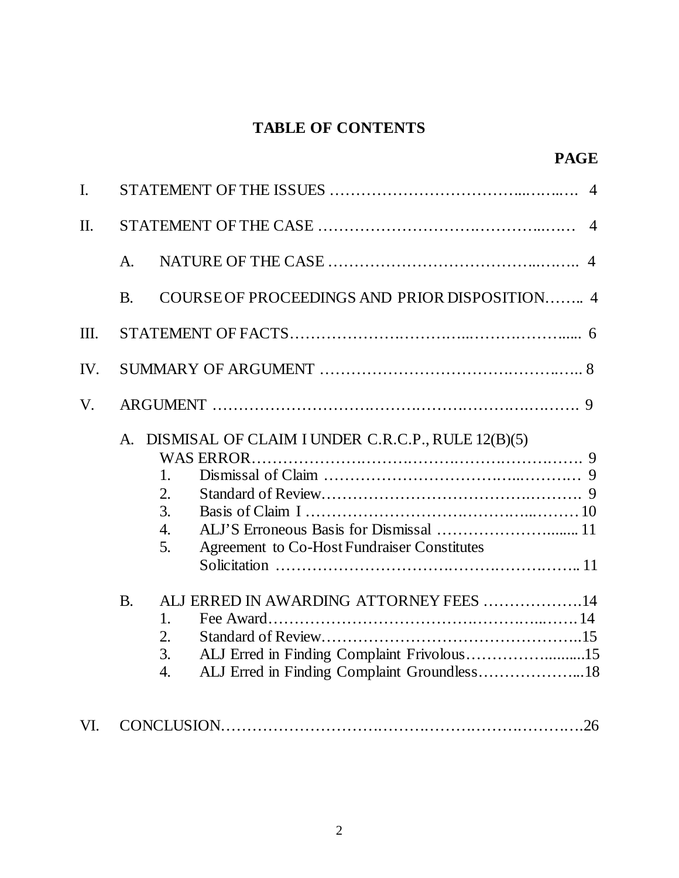# TABLE OF CONTENTS

| | | PAGE |
|---|---|---|
| I. | STATEMENT OF THE ISSUES | 4 |
| II. | STATEMENT OF THE CASE | 4 |
| | A. NATURE OF THE CASE | 4 |
| | B. COURSE OF PROCEEDINGS AND PRIOR DISPOSITION | 4 |
| III. | STATEMENT OF FACTS | 6 |
| IV. | SUMMARY OF ARGUMENT | 8 |
| V. | ARGUMENT | 9 |
| | A. DISMISAL OF CLAIM I UNDER C.R.C.P., RULE 12(B)(5) WAS ERROR | 9 |
| | 1. Dismissal of Claim | 9 |
| | 2. Standard of Review | 9 |
| | 3. Basis of Claim I | 10 |
| | 4. ALJ'S Erroneous Basis for Dismissal | 11 |
| | 5. Agreement to Co-Host Fundraiser Constitutes Solicitation | 11 |
| | B. ALJ ERRED IN AWARDING ATTORNEY FEES | 14 |
| | 1. Fee Award | 14 |
| | 2. Standard of Review | 15 |
| | 3. ALJ Erred in Finding Complaint Frivolous | 15 |
| | 4. ALJ Erred in Finding Complaint Groundless | 18 |
| VI. | CONCLUSION | 26 |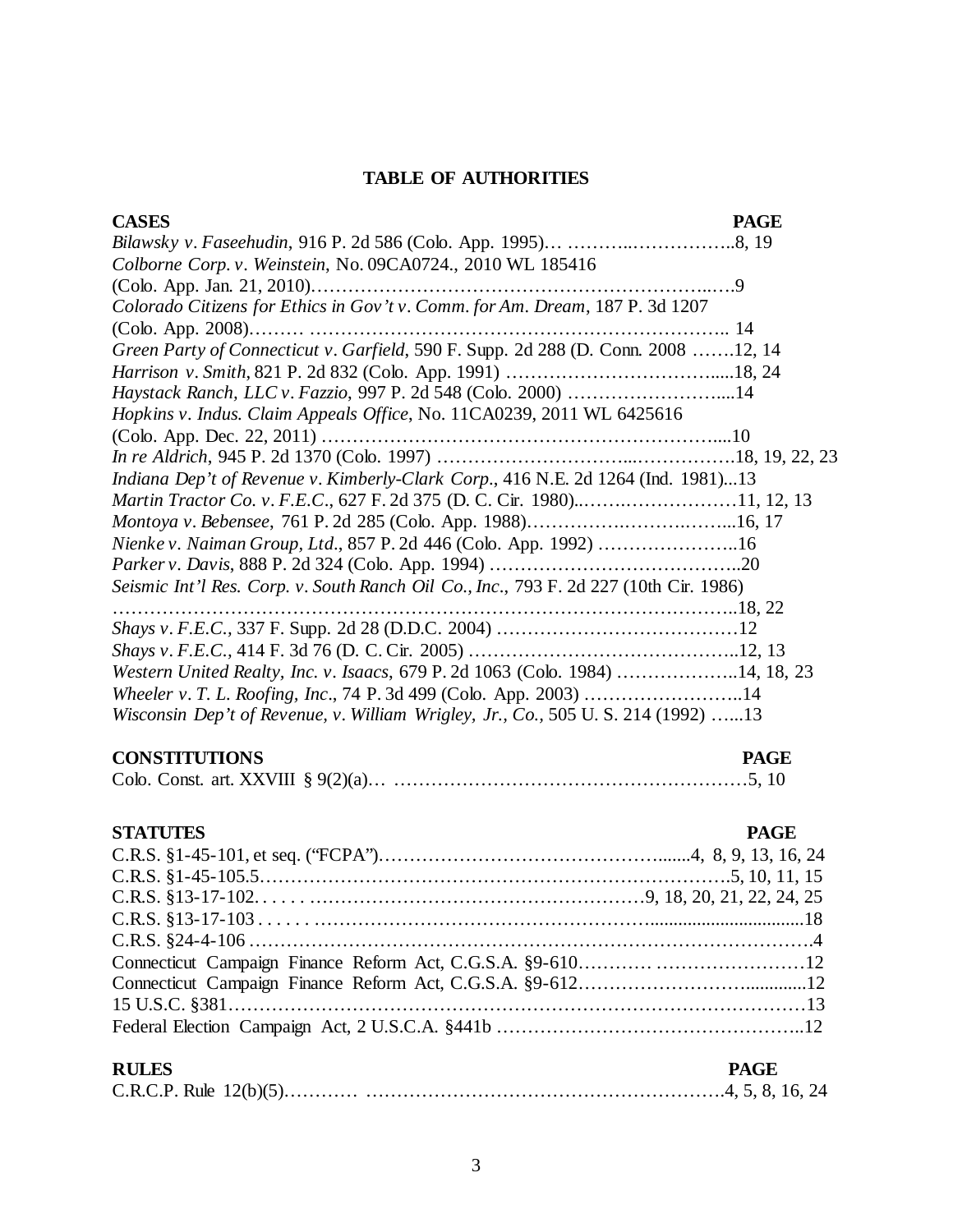## TABLE OF AUTHORITIES

**CASES** **PAGE**

*Bilawsky v. Faseehudin*, 916 P. 2d 586 (Colo. App. 1995)… ………..……………..8, 19
*Colborne Corp. v. Weinstein*, No. 09CA0724., 2010 WL 185416 (Colo. App. Jan. 21, 2010)……………………………………………………..….9
*Colorado Citizens for Ethics in Gov't v. Comm. for Am. Dream*, 187 P. 3d 1207 (Colo. App. 2008)……… …………………………………………………………….. 14
*Green Party of Connecticut v. Garfield*, 590 F. Supp. 2d 288 (D. Conn. 2008 …….12, 14
*Harrison v. Smith*, 821 P. 2d 832 (Colo. App. 1991) ……………………………….....18, 24
*Haystack Ranch, LLC v. Fazzio*, 997 P. 2d 548 (Colo. 2000) ……………………....14
*Hopkins v. Indus. Claim Appeals Office*, No. 11CA0239, 2011 WL 6425616 (Colo. App. Dec. 22, 2011) ……………………………………………………….....10
*In re Aldrich*, 945 P. 2d 1370 (Colo. 1997) …………………………...…………….18, 19, 22, 23
*Indiana Dep't of Revenue v. Kimberly-Clark Corp.*, 416 N.E. 2d 1264 (Ind. 1981)...13
*Martin Tractor Co. v. F.E.C.*, 627 F. 2d 375 (D. C. Cir. 1980)..…….……………….11, 12, 13
*Montoya v. Bebensee*, 761 P. 2d 285 (Colo. App. 1988)…………….…………..…...16, 17
*Nienke v. Naiman Group, Ltd.*, 857 P. 2d 446 (Colo. App. 1992) …………………..16
*Parker v. Davis*, 888 P. 2d 324 (Colo. App. 1994) …………………………………..20
*Seismic Int'l Res. Corp. v. South Ranch Oil Co., Inc.*, 793 F. 2d 227 (10th Cir. 1986) ……………………………………………………………………………………..18, 22
*Shays v. F.E.C.*, 337 F. Supp. 2d 28 (D.D.C. 2004) …………………………………12
*Shays v. F.E.C.*, 414 F. 3d 76 (D. C. Cir. 2005) ……………………………………..12, 13
*Western United Realty, Inc. v. Isaacs*, 679 P. 2d 1063 (Colo. 1984) ………………..14, 18, 23
*Wheeler v. T. L. Roofing, Inc.*, 74 P. 3d 499 (Colo. App. 2003) ……………………..14
*Wisconsin Dep't of Revenue, v. William Wrigley, Jr., Co.*, 505 U. S. 214 (1992) …...13

**CONSTITUTIONS** **PAGE**

Colo. Const. art. XXVIII § 9(2)(a)… …………………………………………………5, 10

**STATUTES** **PAGE**

C.R.S. §1-45-101, et seq. ("FCPA")……………………………………........4, 8, 9, 13, 16, 24
C.R.S. §1-45-105.5…………………………………………………………………….5, 10, 11, 15
C.R.S. §13-17-102…… ……………………………………………9, 18, 20, 21, 22, 24, 25
C.R.S. §13-17-103 . . . . . . ……………………………………………...............................18
C.R.S. §24-4-106 ……………………………………………………………………………….4
Connecticut Campaign Finance Reform Act, C.G.S.A. §9-610………… ……………………12
Connecticut Campaign Finance Reform Act, C.G.S.A. §9-612……………………............12
15 U.S.C. §381……………………………………………………………………………13
Federal Election Campaign Act, 2 U.S.C.A. §441b ………………………………………..12

**RULES** **PAGE**

C.R.C.P. Rule 12(b)(5)………… ……………………………………………….4, 5, 8, 16, 24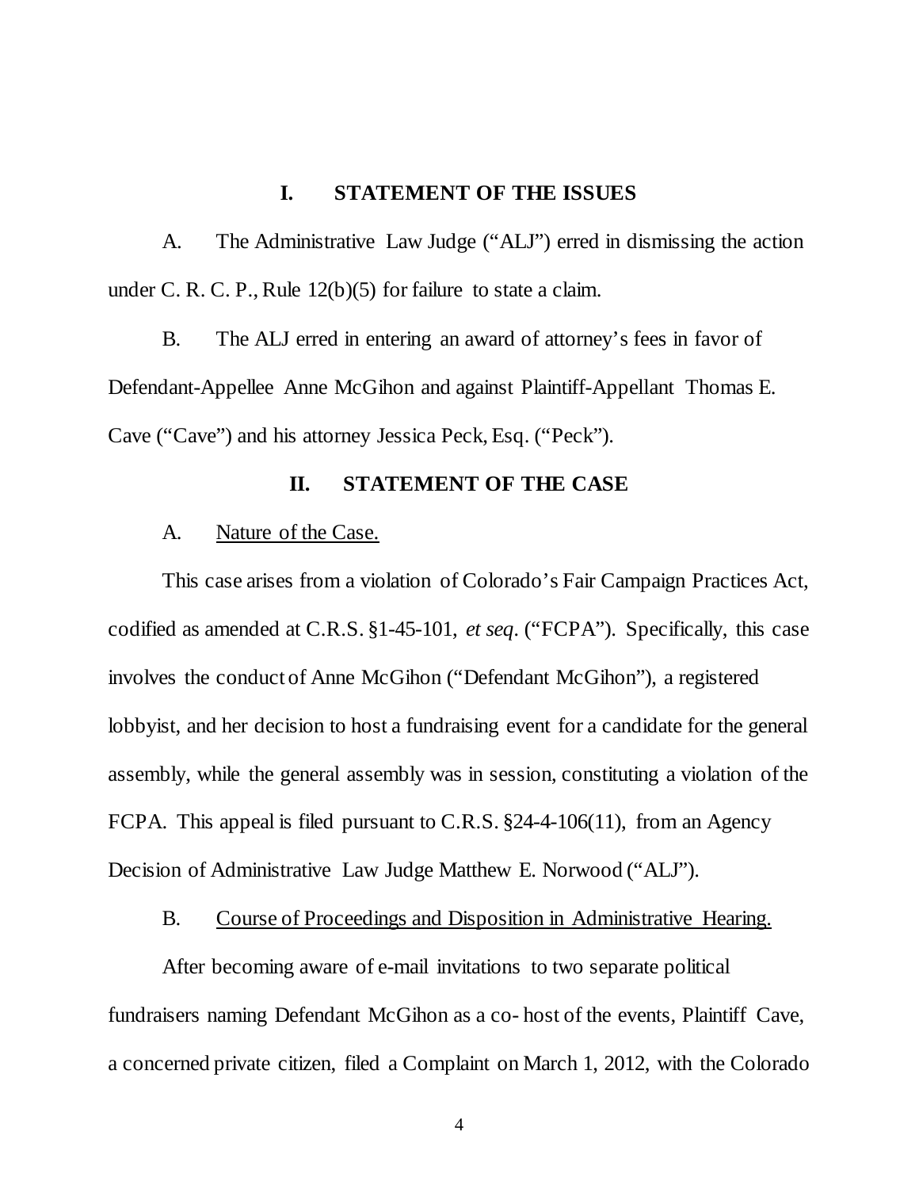## I. STATEMENT OF THE ISSUES

A. The Administrative Law Judge ("ALJ") erred in dismissing the action under C. R. C. P., Rule 12(b)(5) for failure to state a claim.

B. The ALJ erred in entering an award of attorney's fees in favor of Defendant-Appellee Anne McGihon and against Plaintiff-Appellant Thomas E. Cave ("Cave") and his attorney Jessica Peck, Esq. ("Peck").

## II. STATEMENT OF THE CASE

A. Nature of the Case.

This case arises from a violation of Colorado's Fair Campaign Practices Act, codified as amended at C.R.S. §1-45-101, *et seq*. ("FCPA"). Specifically, this case involves the conduct of Anne McGihon ("Defendant McGihon"), a registered lobbyist, and her decision to host a fundraising event for a candidate for the general assembly, while the general assembly was in session, constituting a violation of the FCPA. This appeal is filed pursuant to C.R.S. §24-4-106(11), from an Agency Decision of Administrative Law Judge Matthew E. Norwood ("ALJ").

B. Course of Proceedings and Disposition in Administrative Hearing.

After becoming aware of e-mail invitations to two separate political fundraisers naming Defendant McGihon as a co- host of the events, Plaintiff Cave, a concerned private citizen, filed a Complaint on March 1, 2012, with the Colorado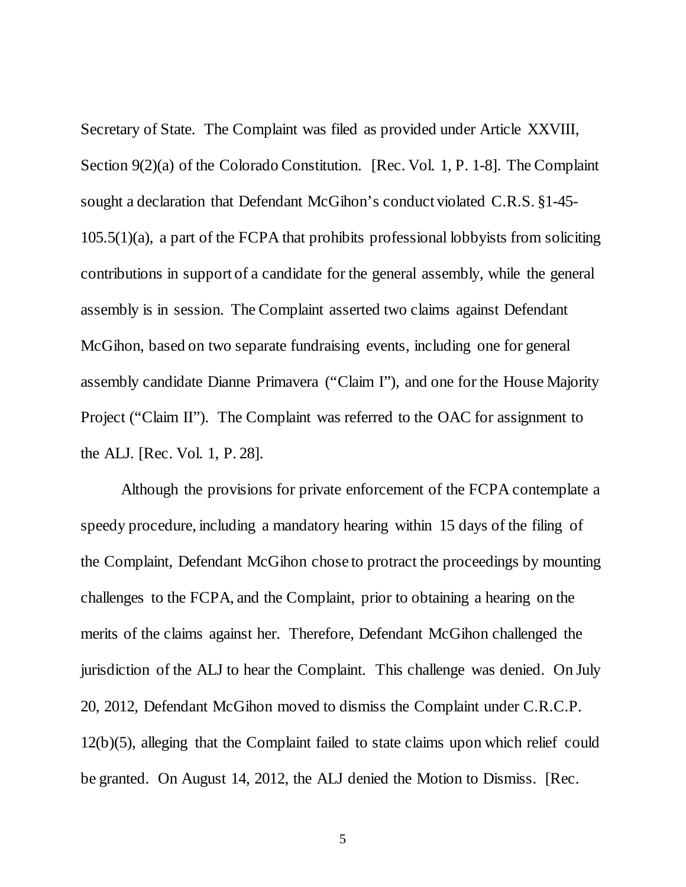Secretary of State. The Complaint was filed as provided under Article XXVIII, Section 9(2)(a) of the Colorado Constitution. [Rec. Vol. 1, P. 1-8]. The Complaint sought a declaration that Defendant McGihon's conduct violated C.R.S. §1-45-105.5(1)(a), a part of the FCPA that prohibits professional lobbyists from soliciting contributions in support of a candidate for the general assembly, while the general assembly is in session. The Complaint asserted two claims against Defendant McGihon, based on two separate fundraising events, including one for general assembly candidate Dianne Primavera ("Claim I"), and one for the House Majority Project ("Claim II"). The Complaint was referred to the OAC for assignment to the ALJ. [Rec. Vol. 1, P. 28].

Although the provisions for private enforcement of the FCPA contemplate a speedy procedure, including a mandatory hearing within 15 days of the filing of the Complaint, Defendant McGihon chose to protract the proceedings by mounting challenges to the FCPA, and the Complaint, prior to obtaining a hearing on the merits of the claims against her. Therefore, Defendant McGihon challenged the jurisdiction of the ALJ to hear the Complaint. This challenge was denied. On July 20, 2012, Defendant McGihon moved to dismiss the Complaint under C.R.C.P. 12(b)(5), alleging that the Complaint failed to state claims upon which relief could be granted. On August 14, 2012, the ALJ denied the Motion to Dismiss. [Rec.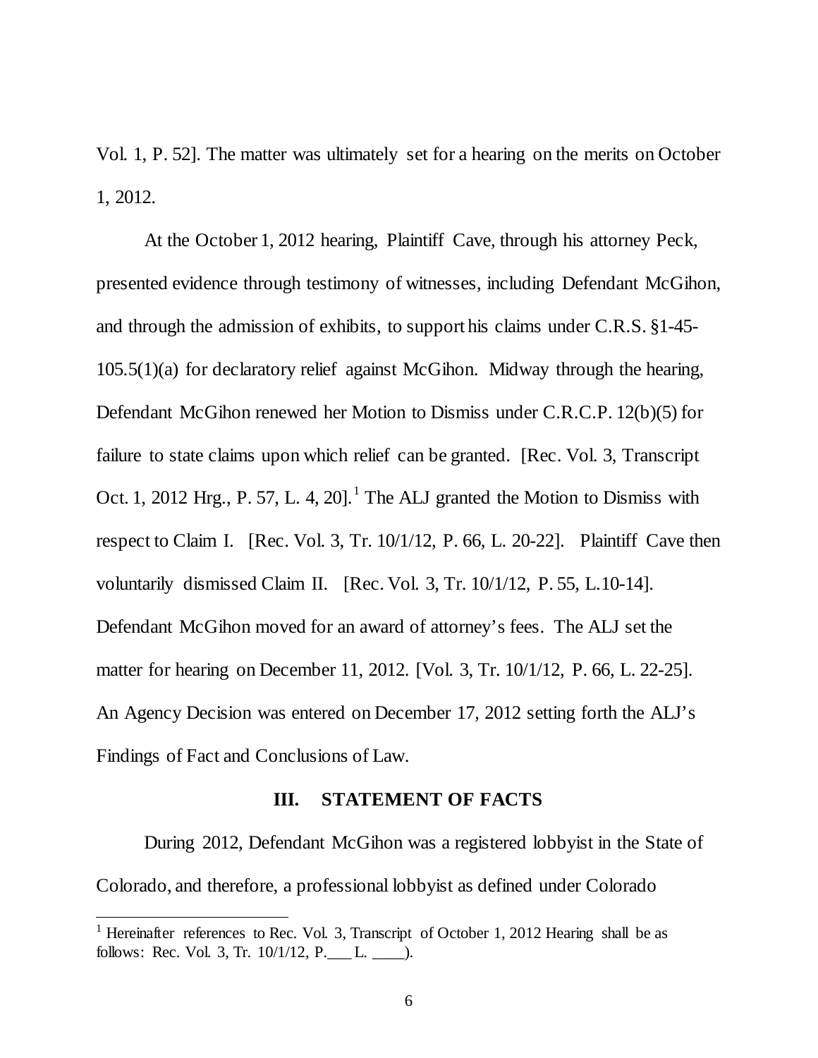Vol. 1, P. 52]. The matter was ultimately set for a hearing on the merits on October 1, 2012.

At the October 1, 2012 hearing, Plaintiff Cave, through his attorney Peck, presented evidence through testimony of witnesses, including Defendant McGihon, and through the admission of exhibits, to support his claims under C.R.S. §1-45-105.5(1)(a) for declaratory relief against McGihon. Midway through the hearing, Defendant McGihon renewed her Motion to Dismiss under C.R.C.P. 12(b)(5) for failure to state claims upon which relief can be granted. [Rec. Vol. 3, Transcript Oct. 1, 2012 Hrg., P. 57, L. 4, 20].[1] The ALJ granted the Motion to Dismiss with respect to Claim I. [Rec. Vol. 3, Tr. 10/1/12, P. 66, L. 20-22]. Plaintiff Cave then voluntarily dismissed Claim II. [Rec. Vol. 3, Tr. 10/1/12, P. 55, L.10-14]. Defendant McGihon moved for an award of attorney's fees. The ALJ set the matter for hearing on December 11, 2012. [Vol. 3, Tr. 10/1/12, P. 66, L. 22-25]. An Agency Decision was entered on December 17, 2012 setting forth the ALJ's Findings of Fact and Conclusions of Law.

## III. STATEMENT OF FACTS

During 2012, Defendant McGihon was a registered lobbyist in the State of Colorado, and therefore, a professional lobbyist as defined under Colorado

[1] Hereinafter references to Rec. Vol. 3, Transcript of October 1, 2012 Hearing shall be as follows: Rec. Vol. 3, Tr. 10/1/12, P.___ L. ____).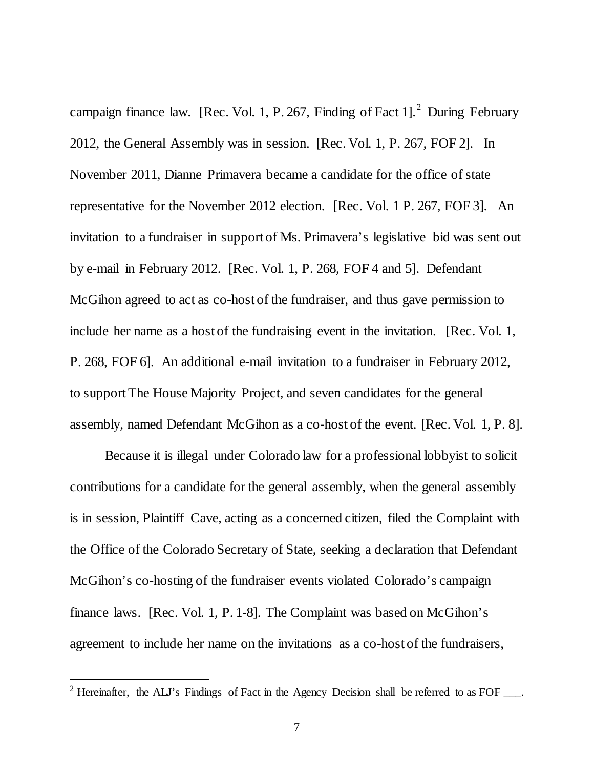campaign finance law. [Rec. Vol. 1, P. 267, Finding of Fact 1].[2] During February 2012, the General Assembly was in session. [Rec. Vol. 1, P. 267, FOF 2]. In November 2011, Dianne Primavera became a candidate for the office of state representative for the November 2012 election. [Rec. Vol. 1 P. 267, FOF 3]. An invitation to a fundraiser in support of Ms. Primavera's legislative bid was sent out by e-mail in February 2012. [Rec. Vol. 1, P. 268, FOF 4 and 5]. Defendant McGihon agreed to act as co-host of the fundraiser, and thus gave permission to include her name as a host of the fundraising event in the invitation. [Rec. Vol. 1, P. 268, FOF 6]. An additional e-mail invitation to a fundraiser in February 2012, to support The House Majority Project, and seven candidates for the general assembly, named Defendant McGihon as a co-host of the event. [Rec. Vol. 1, P. 8].

Because it is illegal under Colorado law for a professional lobbyist to solicit contributions for a candidate for the general assembly, when the general assembly is in session, Plaintiff Cave, acting as a concerned citizen, filed the Complaint with the Office of the Colorado Secretary of State, seeking a declaration that Defendant McGihon's co-hosting of the fundraiser events violated Colorado's campaign finance laws. [Rec. Vol. 1, P. 1-8]. The Complaint was based on McGihon's agreement to include her name on the invitations as a co-host of the fundraisers,

[2] Hereinafter, the ALJ's Findings of Fact in the Agency Decision shall be referred to as FOF ___.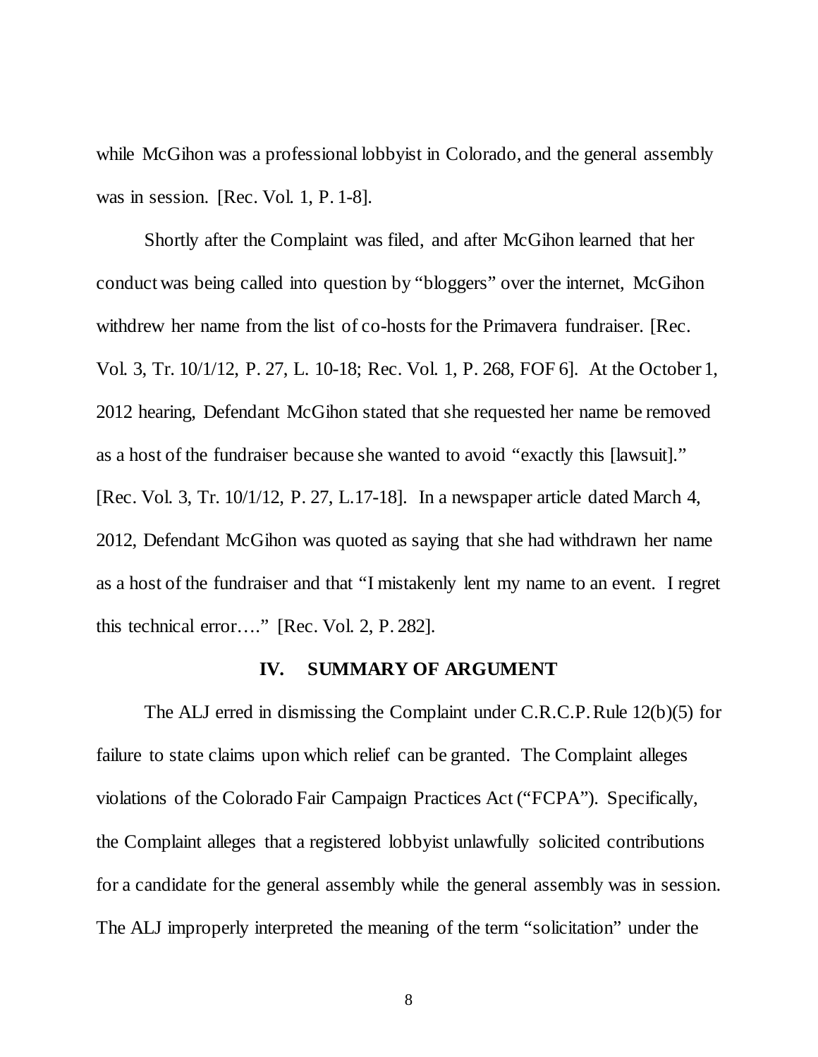while McGihon was a professional lobbyist in Colorado, and the general assembly was in session. [Rec. Vol. 1, P. 1-8].

Shortly after the Complaint was filed, and after McGihon learned that her conduct was being called into question by "bloggers" over the internet, McGihon withdrew her name from the list of co-hosts for the Primavera fundraiser. [Rec. Vol. 3, Tr. 10/1/12, P. 27, L. 10-18; Rec. Vol. 1, P. 268, FOF 6]. At the October 1, 2012 hearing, Defendant McGihon stated that she requested her name be removed as a host of the fundraiser because she wanted to avoid "exactly this [lawsuit]." [Rec. Vol. 3, Tr. 10/1/12, P. 27, L.17-18]. In a newspaper article dated March 4, 2012, Defendant McGihon was quoted as saying that she had withdrawn her name as a host of the fundraiser and that "I mistakenly lent my name to an event. I regret this technical error…." [Rec. Vol. 2, P. 282].

## IV. SUMMARY OF ARGUMENT

The ALJ erred in dismissing the Complaint under C.R.C.P. Rule 12(b)(5) for failure to state claims upon which relief can be granted. The Complaint alleges violations of the Colorado Fair Campaign Practices Act ("FCPA"). Specifically, the Complaint alleges that a registered lobbyist unlawfully solicited contributions for a candidate for the general assembly while the general assembly was in session. The ALJ improperly interpreted the meaning of the term "solicitation" under the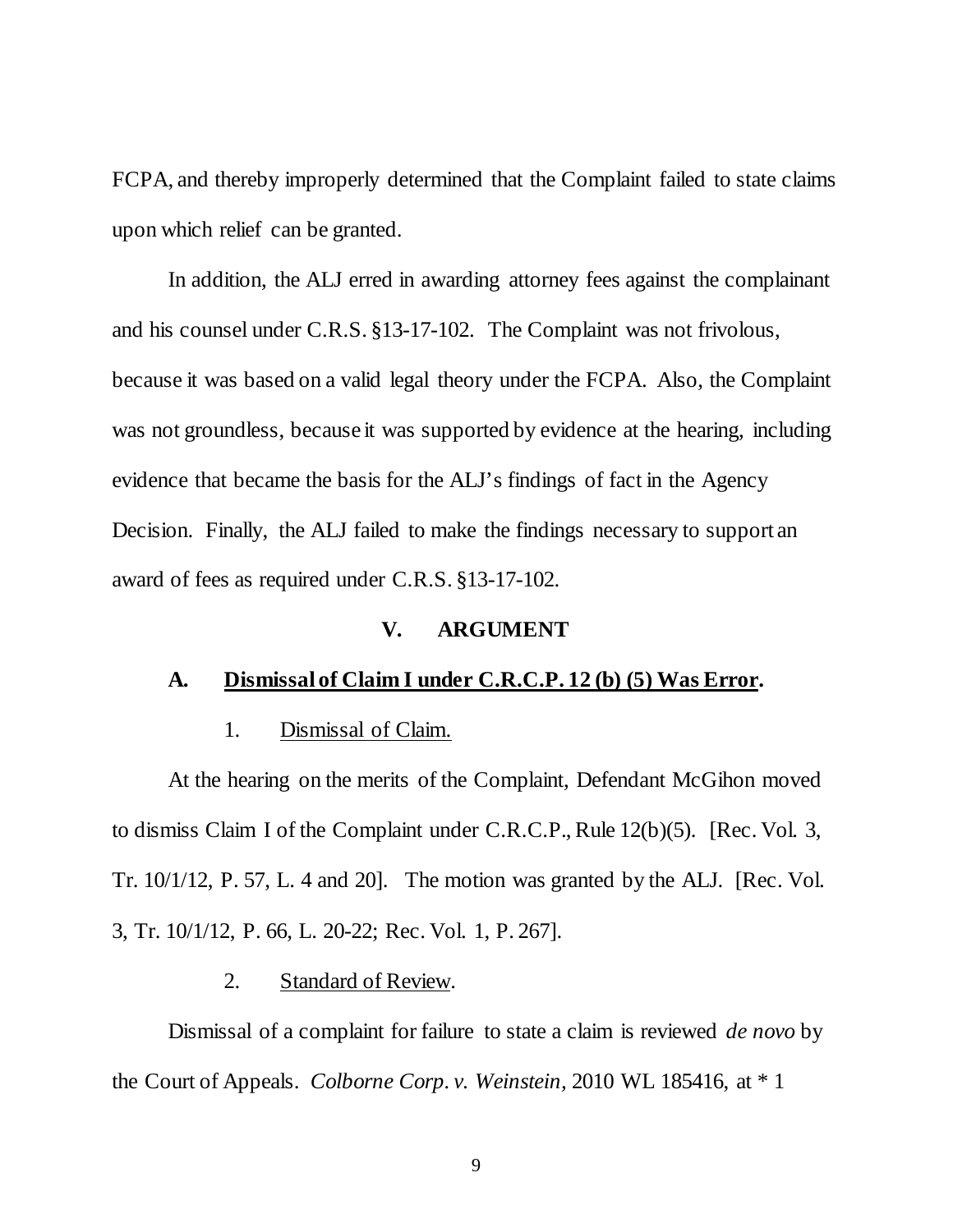FCPA, and thereby improperly determined that the Complaint failed to state claims upon which relief can be granted.

In addition, the ALJ erred in awarding attorney fees against the complainant and his counsel under C.R.S. §13-17-102. The Complaint was not frivolous, because it was based on a valid legal theory under the FCPA. Also, the Complaint was not groundless, because it was supported by evidence at the hearing, including evidence that became the basis for the ALJ's findings of fact in the Agency Decision. Finally, the ALJ failed to make the findings necessary to support an award of fees as required under C.R.S. §13-17-102.

## V. ARGUMENT

### A. **<u>Dismissal of Claim I under C.R.C.P. 12 (b) (5) Was Error</u>.**

#### 1. <u>Dismissal of Claim.</u>

At the hearing on the merits of the Complaint, Defendant McGihon moved to dismiss Claim I of the Complaint under C.R.C.P., Rule 12(b)(5). [Rec. Vol. 3, Tr. 10/1/12, P. 57, L. 4 and 20]. The motion was granted by the ALJ. [Rec. Vol. 3, Tr. 10/1/12, P. 66, L. 20-22; Rec. Vol. 1, P. 267].

#### 2. <u>Standard of Review</u>.

Dismissal of a complaint for failure to state a claim is reviewed *de novo* by the Court of Appeals. *Colborne Corp. v. Weinstein,* 2010 WL 185416, at * 1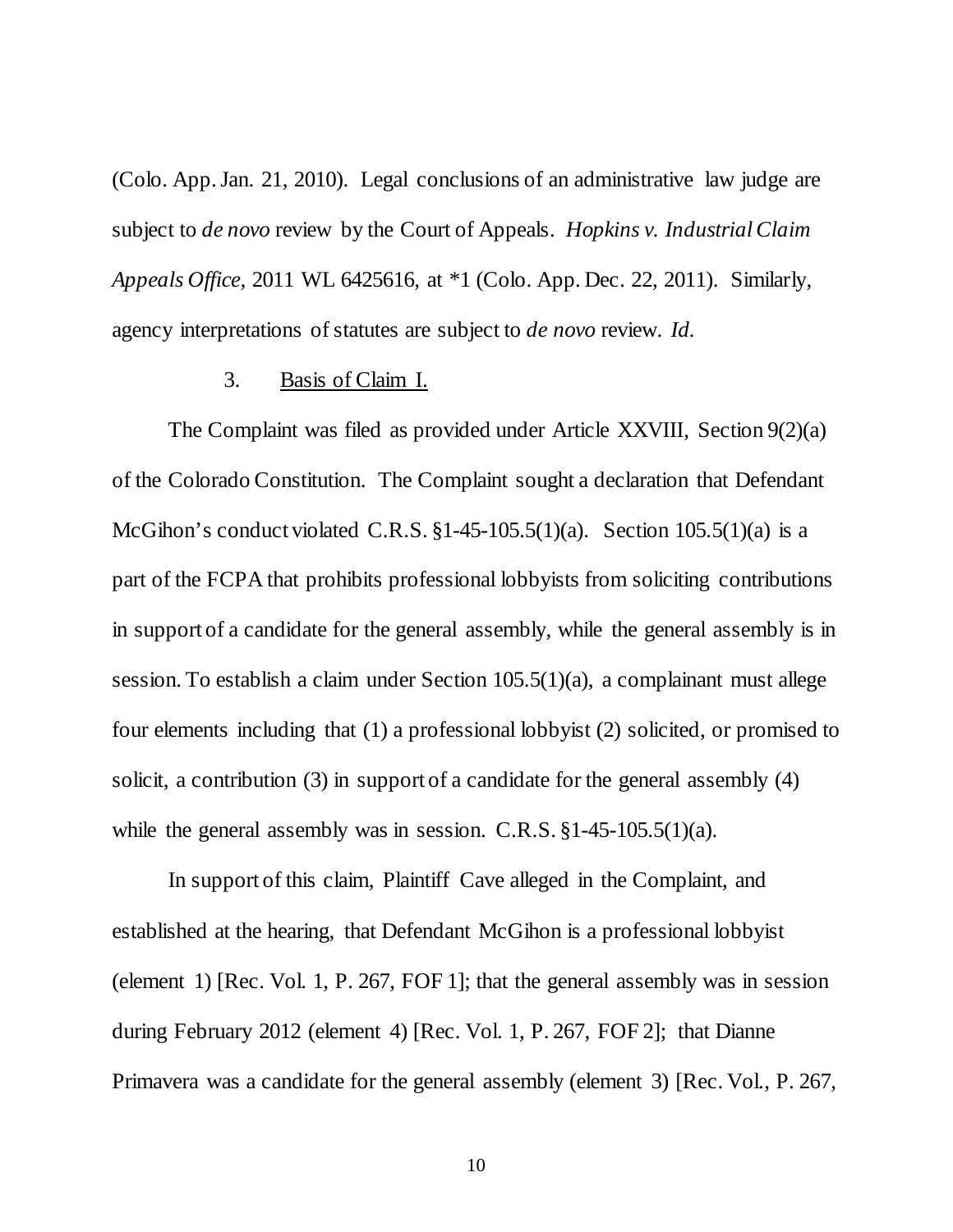(Colo. App. Jan. 21, 2010). Legal conclusions of an administrative law judge are subject to *de novo* review by the Court of Appeals. *Hopkins v. Industrial Claim Appeals Office,* 2011 WL 6425616, at *1 (Colo. App. Dec. 22, 2011). Similarly, agency interpretations of statutes are subject to *de novo* review. *Id.*

3. Basis of Claim I.

The Complaint was filed as provided under Article XXVIII, Section 9(2)(a) of the Colorado Constitution. The Complaint sought a declaration that Defendant McGihon's conduct violated C.R.S. §1-45-105.5(1)(a). Section 105.5(1)(a) is a part of the FCPA that prohibits professional lobbyists from soliciting contributions in support of a candidate for the general assembly, while the general assembly is in session. To establish a claim under Section 105.5(1)(a), a complainant must allege four elements including that (1) a professional lobbyist (2) solicited, or promised to solicit, a contribution (3) in support of a candidate for the general assembly (4) while the general assembly was in session. C.R.S. §1-45-105.5(1)(a).

In support of this claim, Plaintiff Cave alleged in the Complaint, and established at the hearing, that Defendant McGihon is a professional lobbyist (element 1) [Rec. Vol. 1, P. 267, FOF 1]; that the general assembly was in session during February 2012 (element 4) [Rec. Vol. 1, P. 267, FOF 2]; that Dianne Primavera was a candidate for the general assembly (element 3) [Rec. Vol., P. 267,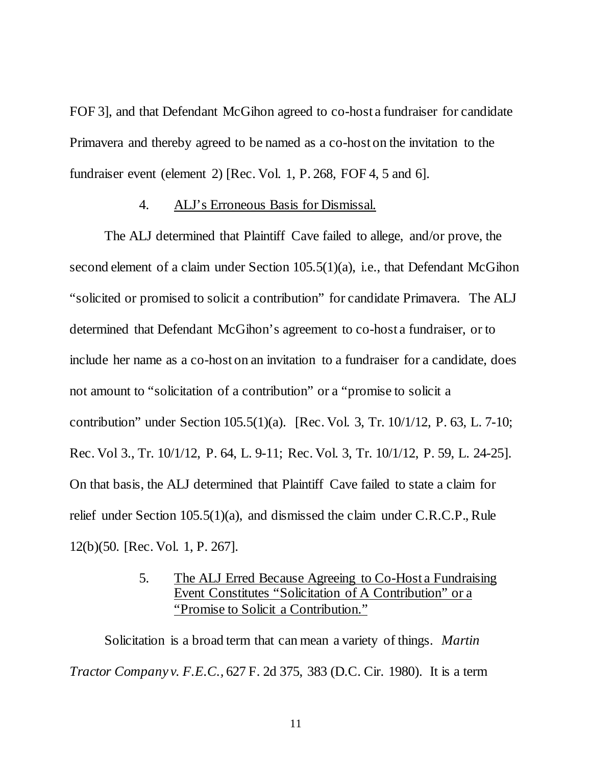FOF 3], and that Defendant McGihon agreed to co-host a fundraiser for candidate Primavera and thereby agreed to be named as a co-host on the invitation to the fundraiser event (element 2) [Rec. Vol. 1, P. 268, FOF 4, 5 and 6].

4. <u>ALJ's Erroneous Basis for Dismissal.</u>

The ALJ determined that Plaintiff Cave failed to allege, and/or prove, the second element of a claim under Section 105.5(1)(a), i.e., that Defendant McGihon "solicited or promised to solicit a contribution" for candidate Primavera. The ALJ determined that Defendant McGihon's agreement to co-host a fundraiser, or to include her name as a co-host on an invitation to a fundraiser for a candidate, does not amount to "solicitation of a contribution" or a "promise to solicit a contribution" under Section 105.5(1)(a). [Rec. Vol. 3, Tr. 10/1/12, P. 63, L. 7-10; Rec. Vol 3., Tr. 10/1/12, P. 64, L. 9-11; Rec. Vol. 3, Tr. 10/1/12, P. 59, L. 24-25]. On that basis, the ALJ determined that Plaintiff Cave failed to state a claim for relief under Section 105.5(1)(a), and dismissed the claim under C.R.C.P., Rule 12(b)(50. [Rec. Vol. 1, P. 267].

5. <u>The ALJ Erred Because Agreeing to Co-Host a Fundraising Event Constitutes "Solicitation of A Contribution" or a "Promise to Solicit a Contribution."</u>

Solicitation is a broad term that can mean a variety of things. *Martin Tractor Company v. F.E.C.*, 627 F. 2d 375, 383 (D.C. Cir. 1980). It is a term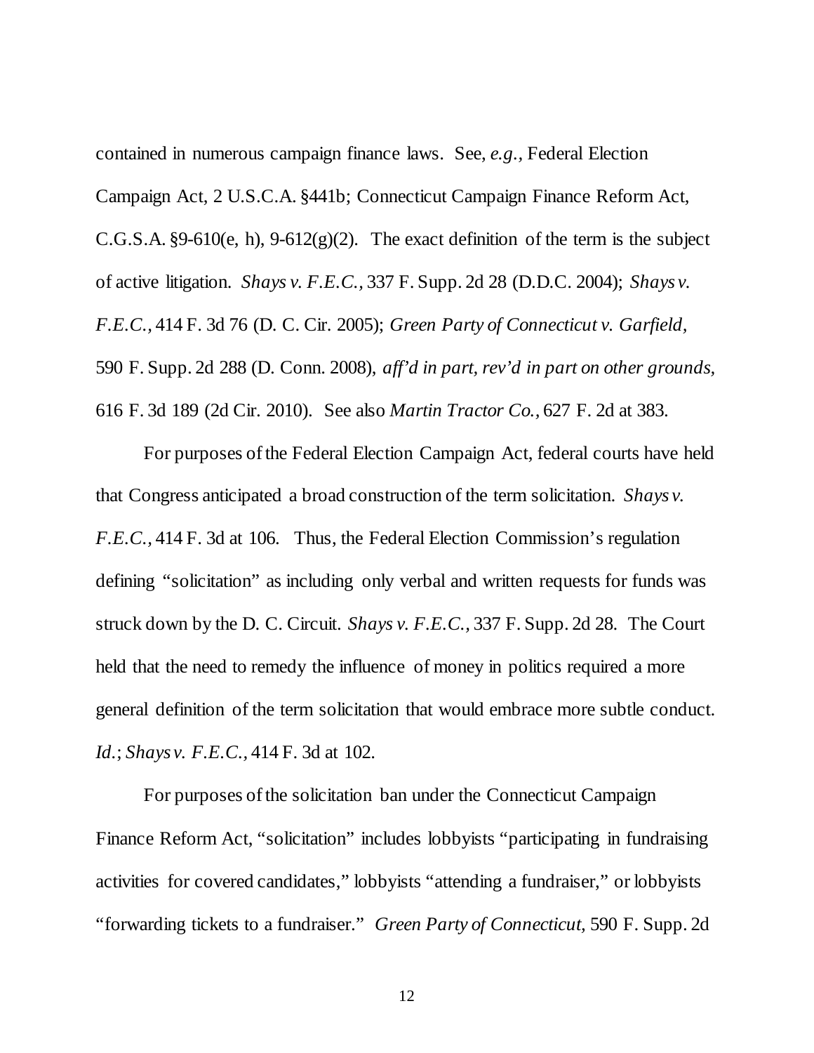contained in numerous campaign finance laws. See, *e.g.*, Federal Election Campaign Act, 2 U.S.C.A. §441b; Connecticut Campaign Finance Reform Act, C.G.S.A. §9-610(e, h), 9-612(g)(2). The exact definition of the term is the subject of active litigation. *Shays v. F.E.C.*, 337 F. Supp. 2d 28 (D.D.C. 2004); *Shays v. F.E.C.*, 414 F. 3d 76 (D. C. Cir. 2005); *Green Party of Connecticut v. Garfield*, 590 F. Supp. 2d 288 (D. Conn. 2008), *aff'd in part, rev'd in part on other grounds*, 616 F. 3d 189 (2d Cir. 2010). See also *Martin Tractor Co.*, 627 F. 2d at 383.

For purposes of the Federal Election Campaign Act, federal courts have held that Congress anticipated a broad construction of the term solicitation. *Shays v. F.E.C.*, 414 F. 3d at 106. Thus, the Federal Election Commission's regulation defining "solicitation" as including only verbal and written requests for funds was struck down by the D. C. Circuit. *Shays v. F.E.C.*, 337 F. Supp. 2d 28. The Court held that the need to remedy the influence of money in politics required a more general definition of the term solicitation that would embrace more subtle conduct. *Id.*; *Shays v. F.E.C.*, 414 F. 3d at 102.

For purposes of the solicitation ban under the Connecticut Campaign Finance Reform Act, "solicitation" includes lobbyists "participating in fundraising activities for covered candidates," lobbyists "attending a fundraiser," or lobbyists "forwarding tickets to a fundraiser." *Green Party of Connecticut*, 590 F. Supp. 2d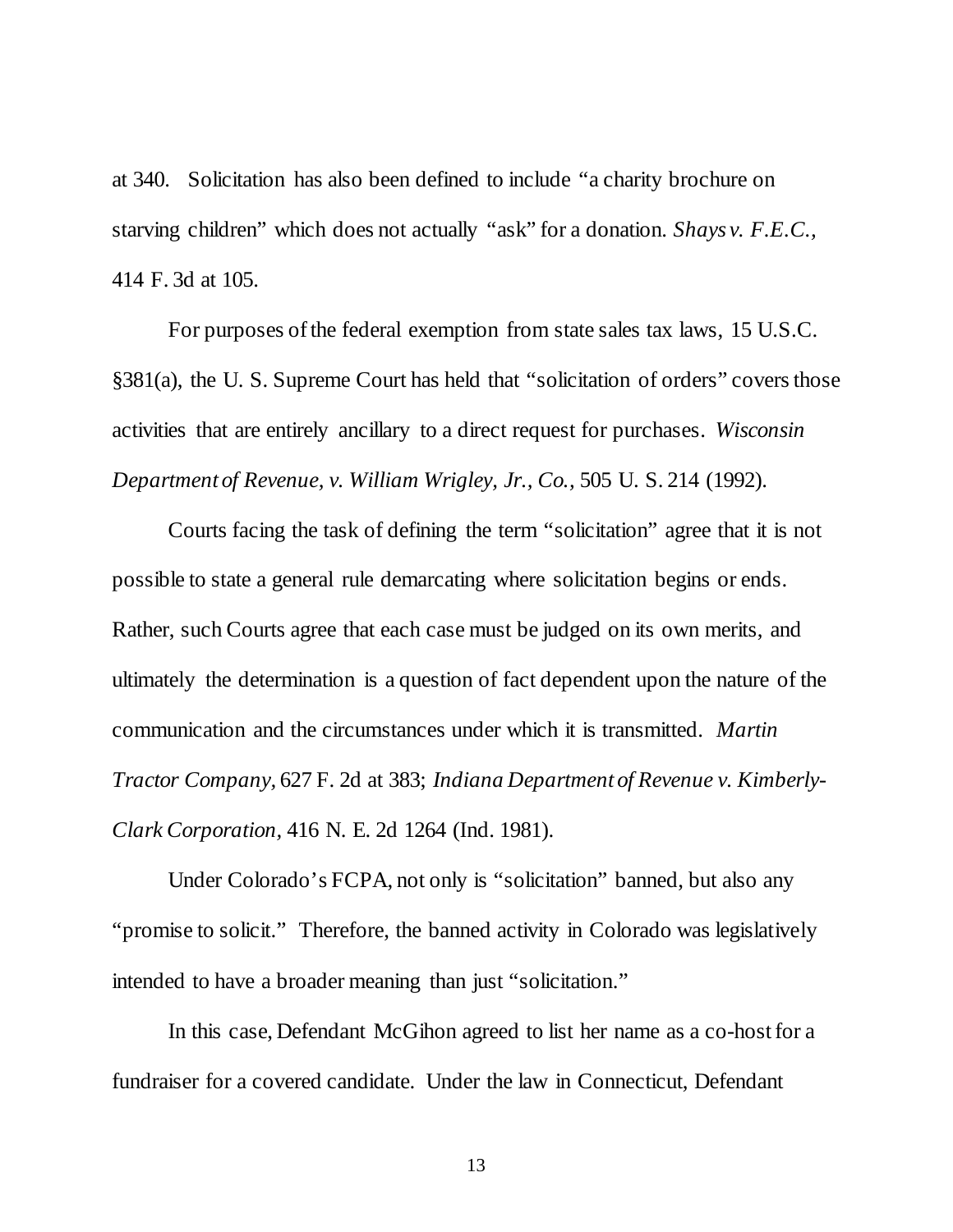at 340. Solicitation has also been defined to include "a charity brochure on starving children" which does not actually "ask" for a donation. *Shays v. F.E.C.*, 414 F. 3d at 105.

For purposes of the federal exemption from state sales tax laws, 15 U.S.C. §381(a), the U. S. Supreme Court has held that "solicitation of orders" covers those activities that are entirely ancillary to a direct request for purchases. *Wisconsin Department of Revenue, v. William Wrigley, Jr., Co.*, 505 U. S. 214 (1992).

Courts facing the task of defining the term "solicitation" agree that it is not possible to state a general rule demarcating where solicitation begins or ends. Rather, such Courts agree that each case must be judged on its own merits, and ultimately the determination is a question of fact dependent upon the nature of the communication and the circumstances under which it is transmitted. *Martin Tractor Company*, 627 F. 2d at 383; *Indiana Department of Revenue v. Kimberly-Clark Corporation*, 416 N. E. 2d 1264 (Ind. 1981).

Under Colorado's FCPA, not only is "solicitation" banned, but also any "promise to solicit." Therefore, the banned activity in Colorado was legislatively intended to have a broader meaning than just "solicitation."

In this case, Defendant McGihon agreed to list her name as a co-host for a fundraiser for a covered candidate. Under the law in Connecticut, Defendant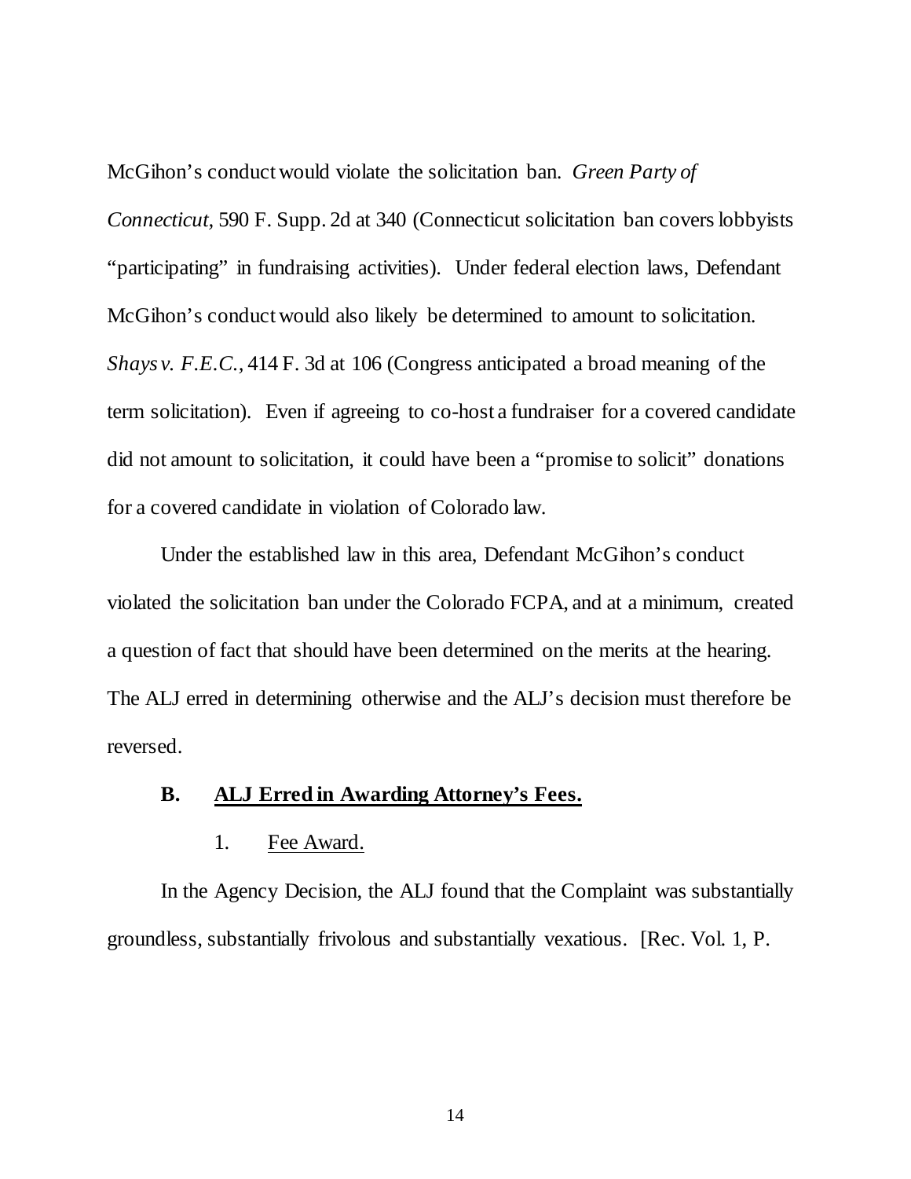McGihon's conduct would violate the solicitation ban. *Green Party of Connecticut*, 590 F. Supp. 2d at 340 (Connecticut solicitation ban covers lobbyists "participating" in fundraising activities). Under federal election laws, Defendant McGihon's conduct would also likely be determined to amount to solicitation. *Shays v. F.E.C.*, 414 F. 3d at 106 (Congress anticipated a broad meaning of the term solicitation). Even if agreeing to co-host a fundraiser for a covered candidate did not amount to solicitation, it could have been a "promise to solicit" donations for a covered candidate in violation of Colorado law.

Under the established law in this area, Defendant McGihon's conduct violated the solicitation ban under the Colorado FCPA, and at a minimum, created a question of fact that should have been determined on the merits at the hearing. The ALJ erred in determining otherwise and the ALJ's decision must therefore be reversed.

### B. <u>ALJ Erred in Awarding Attorney's Fees.</u>

#### 1. <u>Fee Award.</u>

In the Agency Decision, the ALJ found that the Complaint was substantially groundless, substantially frivolous and substantially vexatious. [Rec. Vol. 1, P.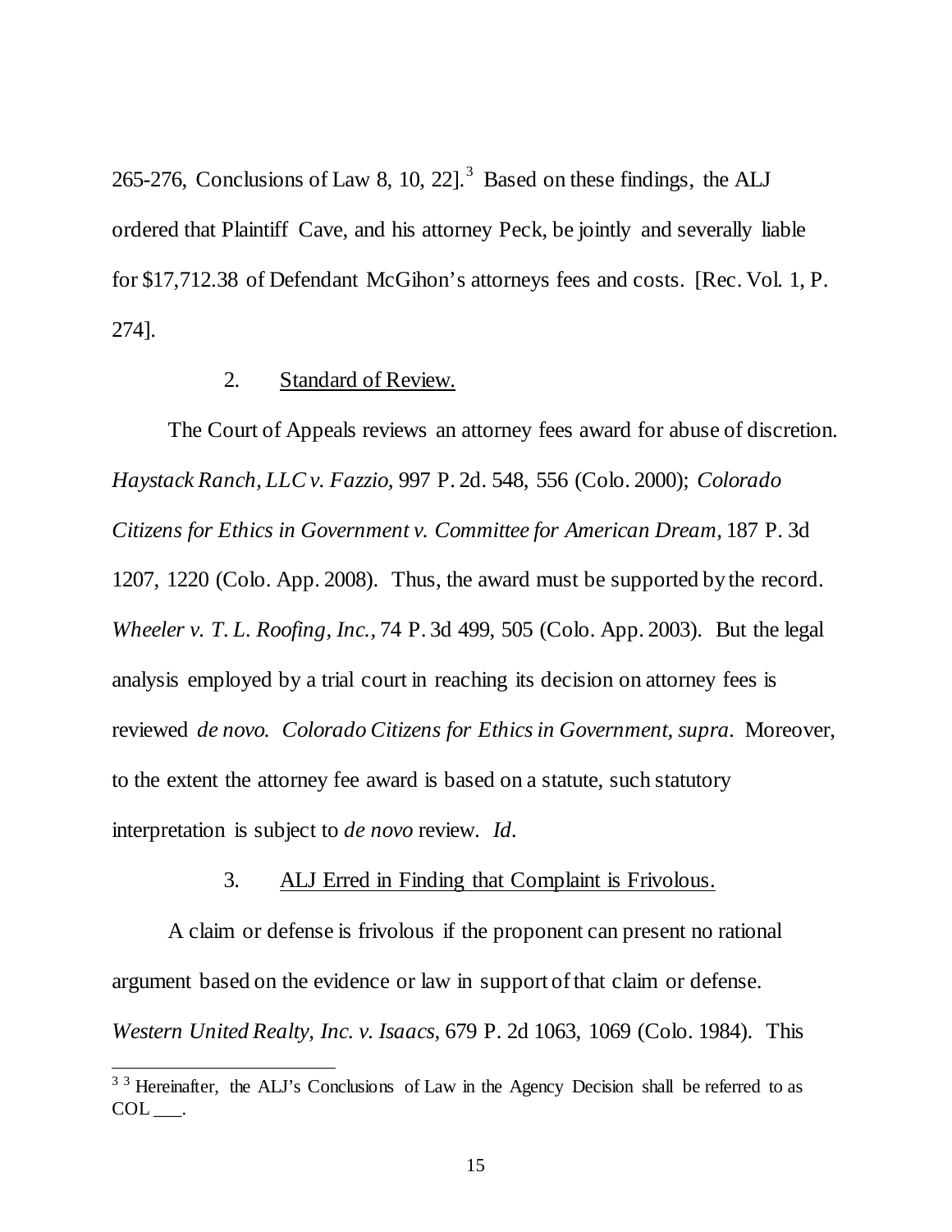265-276, Conclusions of Law 8, 10, 22].[3] Based on these findings, the ALJ ordered that Plaintiff Cave, and his attorney Peck, be jointly and severally liable for $17,712.38 of Defendant McGihon's attorneys fees and costs. [Rec. Vol. 1, P. 274].

2. Standard of Review.

The Court of Appeals reviews an attorney fees award for abuse of discretion. *Haystack Ranch, LLC v. Fazzio*, 997 P. 2d. 548, 556 (Colo. 2000); *Colorado Citizens for Ethics in Government v. Committee for American Dream,* 187 P. 3d 1207, 1220 (Colo. App. 2008). Thus, the award must be supported by the record. *Wheeler v. T. L. Roofing, Inc.,* 74 P. 3d 499, 505 (Colo. App. 2003). But the legal analysis employed by a trial court in reaching its decision on attorney fees is reviewed *de novo*. *Colorado Citizens for Ethics in Government, supra*. Moreover, to the extent the attorney fee award is based on a statute, such statutory interpretation is subject to *de novo* review. *Id*.

3. ALJ Erred in Finding that Complaint is Frivolous.

A claim or defense is frivolous if the proponent can present no rational argument based on the evidence or law in support of that claim or defense. *Western United Realty, Inc. v. Isaacs,* 679 P. 2d 1063, 1069 (Colo. 1984). This

---

[3] [3] Hereinafter, the ALJ's Conclusions of Law in the Agency Decision shall be referred to as COL ___.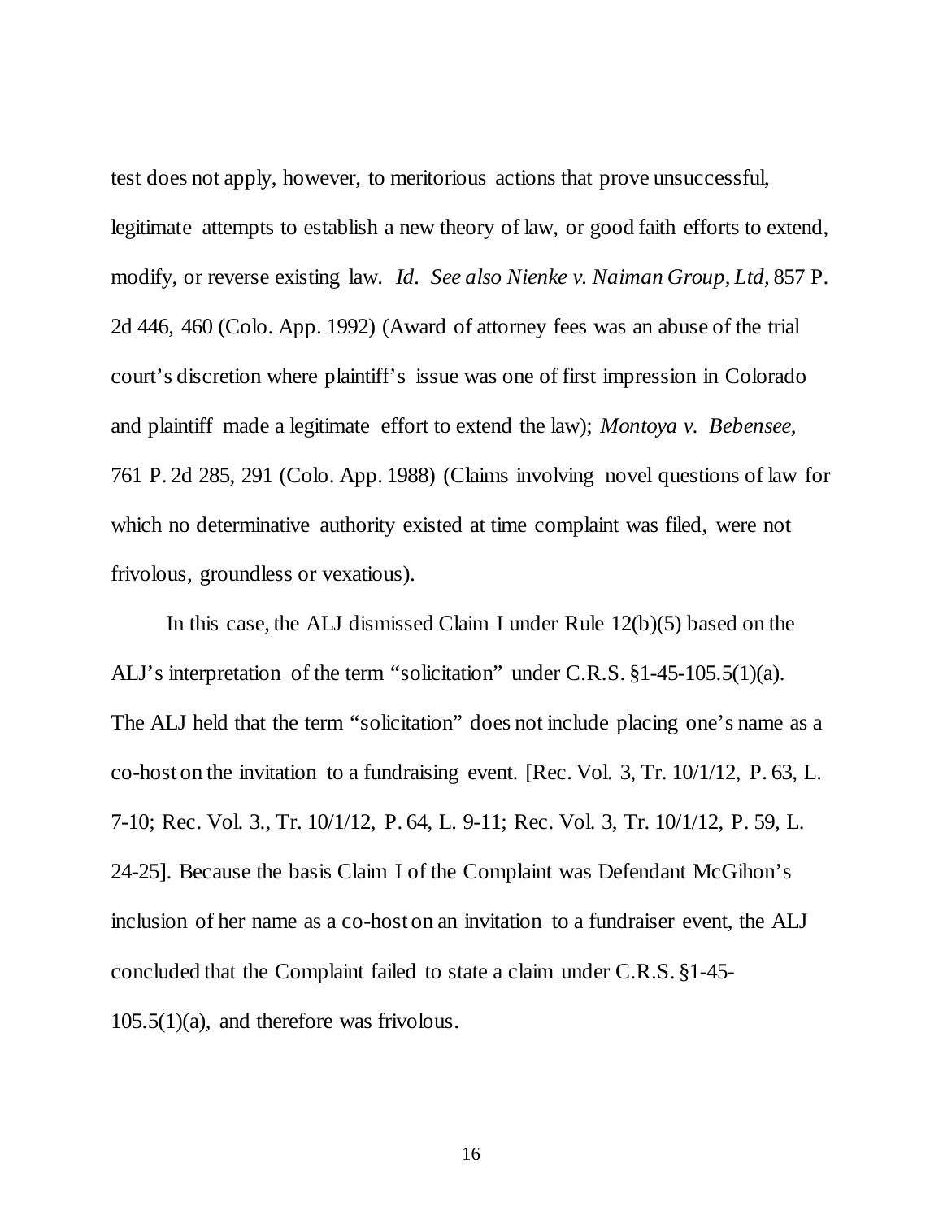test does not apply, however, to meritorious actions that prove unsuccessful, legitimate attempts to establish a new theory of law, or good faith efforts to extend, modify, or reverse existing law. *Id. See also Nienke v. Naiman Group, Ltd,* 857 P. 2d 446, 460 (Colo. App. 1992) (Award of attorney fees was an abuse of the trial court's discretion where plaintiff's issue was one of first impression in Colorado and plaintiff made a legitimate effort to extend the law); *Montoya v. Bebensee,* 761 P. 2d 285, 291 (Colo. App. 1988) (Claims involving novel questions of law for which no determinative authority existed at time complaint was filed, were not frivolous, groundless or vexatious).

In this case, the ALJ dismissed Claim I under Rule 12(b)(5) based on the ALJ's interpretation of the term "solicitation" under C.R.S. §1-45-105.5(1)(a). The ALJ held that the term "solicitation" does not include placing one's name as a co-host on the invitation to a fundraising event. [Rec. Vol. 3, Tr. 10/1/12, P. 63, L. 7-10; Rec. Vol. 3., Tr. 10/1/12, P. 64, L. 9-11; Rec. Vol. 3, Tr. 10/1/12, P. 59, L. 24-25]. Because the basis Claim I of the Complaint was Defendant McGihon's inclusion of her name as a co-host on an invitation to a fundraiser event, the ALJ concluded that the Complaint failed to state a claim under C.R.S. §1-45-105.5(1)(a), and therefore was frivolous.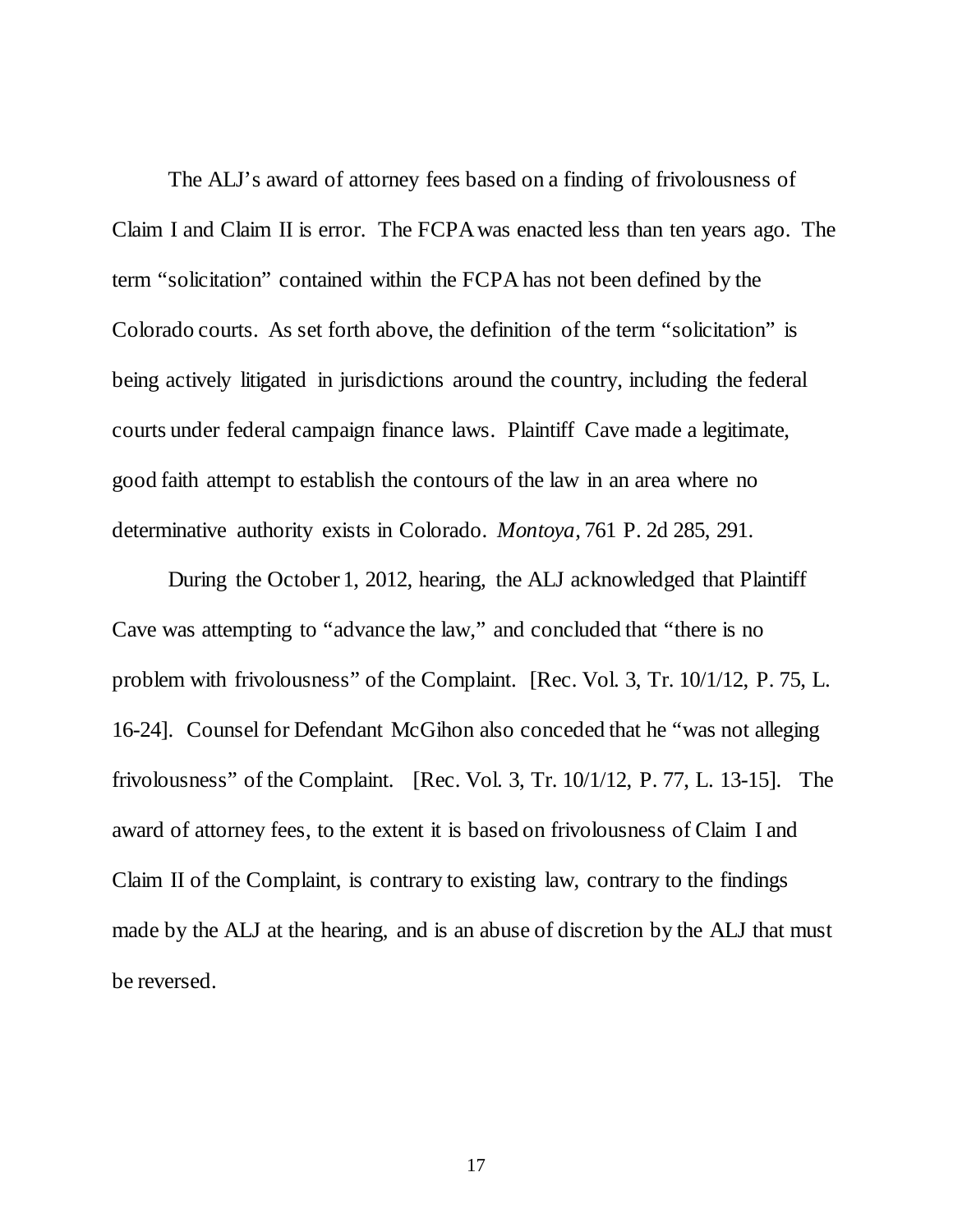The ALJ's award of attorney fees based on a finding of frivolousness of Claim I and Claim II is error. The FCPA was enacted less than ten years ago. The term "solicitation" contained within the FCPA has not been defined by the Colorado courts. As set forth above, the definition of the term "solicitation" is being actively litigated in jurisdictions around the country, including the federal courts under federal campaign finance laws. Plaintiff Cave made a legitimate, good faith attempt to establish the contours of the law in an area where no determinative authority exists in Colorado. *Montoya*, 761 P. 2d 285, 291.

During the October 1, 2012, hearing, the ALJ acknowledged that Plaintiff Cave was attempting to "advance the law," and concluded that "there is no problem with frivolousness" of the Complaint. [Rec. Vol. 3, Tr. 10/1/12, P. 75, L. 16-24]. Counsel for Defendant McGihon also conceded that he "was not alleging frivolousness" of the Complaint. [Rec. Vol. 3, Tr. 10/1/12, P. 77, L. 13-15]. The award of attorney fees, to the extent it is based on frivolousness of Claim I and Claim II of the Complaint, is contrary to existing law, contrary to the findings made by the ALJ at the hearing, and is an abuse of discretion by the ALJ that must be reversed.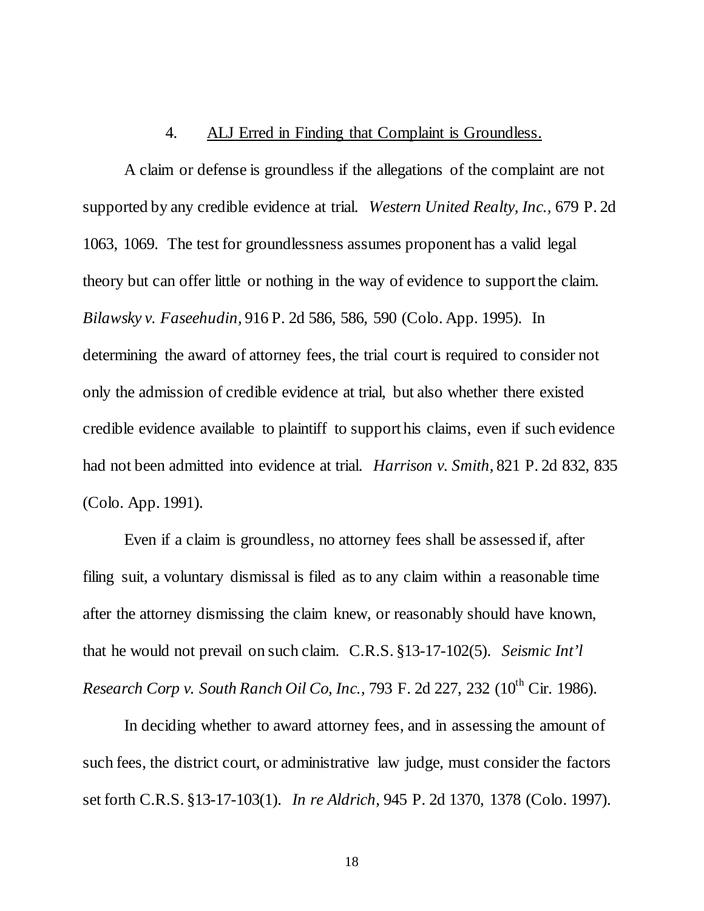4. <u>ALJ Erred in Finding that Complaint is Groundless.</u>

A claim or defense is groundless if the allegations of the complaint are not supported by any credible evidence at trial. *Western United Realty, Inc.,* 679 P. 2d 1063, 1069. The test for groundlessness assumes proponent has a valid legal theory but can offer little or nothing in the way of evidence to support the claim. *Bilawsky v. Faseehudin,* 916 P. 2d 586, 586, 590 (Colo. App. 1995). In determining the award of attorney fees, the trial court is required to consider not only the admission of credible evidence at trial, but also whether there existed credible evidence available to plaintiff to support his claims, even if such evidence had not been admitted into evidence at trial. *Harrison v. Smith,* 821 P. 2d 832, 835 (Colo. App. 1991).

Even if a claim is groundless, no attorney fees shall be assessed if, after filing suit, a voluntary dismissal is filed as to any claim within a reasonable time after the attorney dismissing the claim knew, or reasonably should have known, that he would not prevail on such claim. C.R.S. §13-17-102(5). *Seismic Int'l Research Corp v. South Ranch Oil Co, Inc.,* 793 F. 2d 227, 232 (10th Cir. 1986).

In deciding whether to award attorney fees, and in assessing the amount of such fees, the district court, or administrative law judge, must consider the factors set forth C.R.S. §13-17-103(1). *In re Aldrich,* 945 P. 2d 1370, 1378 (Colo. 1997).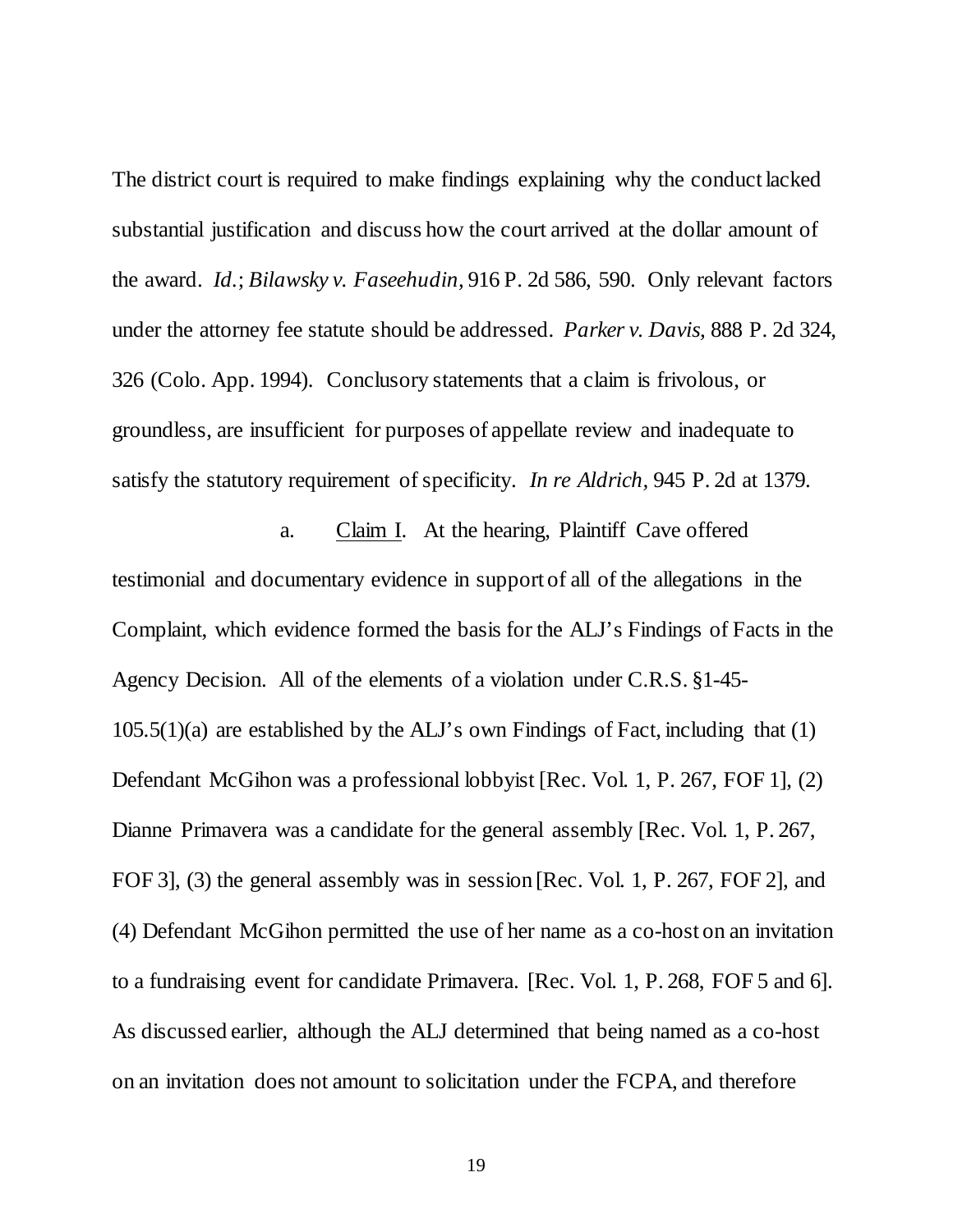The district court is required to make findings explaining why the conduct lacked substantial justification and discuss how the court arrived at the dollar amount of the award. *Id.*; *Bilawsky v. Faseehudin,* 916 P. 2d 586, 590. Only relevant factors under the attorney fee statute should be addressed. *Parker v. Davis,* 888 P. 2d 324, 326 (Colo. App. 1994). Conclusory statements that a claim is frivolous, or groundless, are insufficient for purposes of appellate review and inadequate to satisfy the statutory requirement of specificity. *In re Aldrich,* 945 P. 2d at 1379.

a. Claim I. At the hearing, Plaintiff Cave offered testimonial and documentary evidence in support of all of the allegations in the Complaint, which evidence formed the basis for the ALJ's Findings of Facts in the Agency Decision. All of the elements of a violation under C.R.S. §1-45-105.5(1)(a) are established by the ALJ's own Findings of Fact, including that (1) Defendant McGihon was a professional lobbyist [Rec. Vol. 1, P. 267, FOF 1], (2) Dianne Primavera was a candidate for the general assembly [Rec. Vol. 1, P. 267, FOF 3], (3) the general assembly was in session [Rec. Vol. 1, P. 267, FOF 2], and (4) Defendant McGihon permitted the use of her name as a co-host on an invitation to a fundraising event for candidate Primavera. [Rec. Vol. 1, P. 268, FOF 5 and 6]. As discussed earlier, although the ALJ determined that being named as a co-host on an invitation does not amount to solicitation under the FCPA, and therefore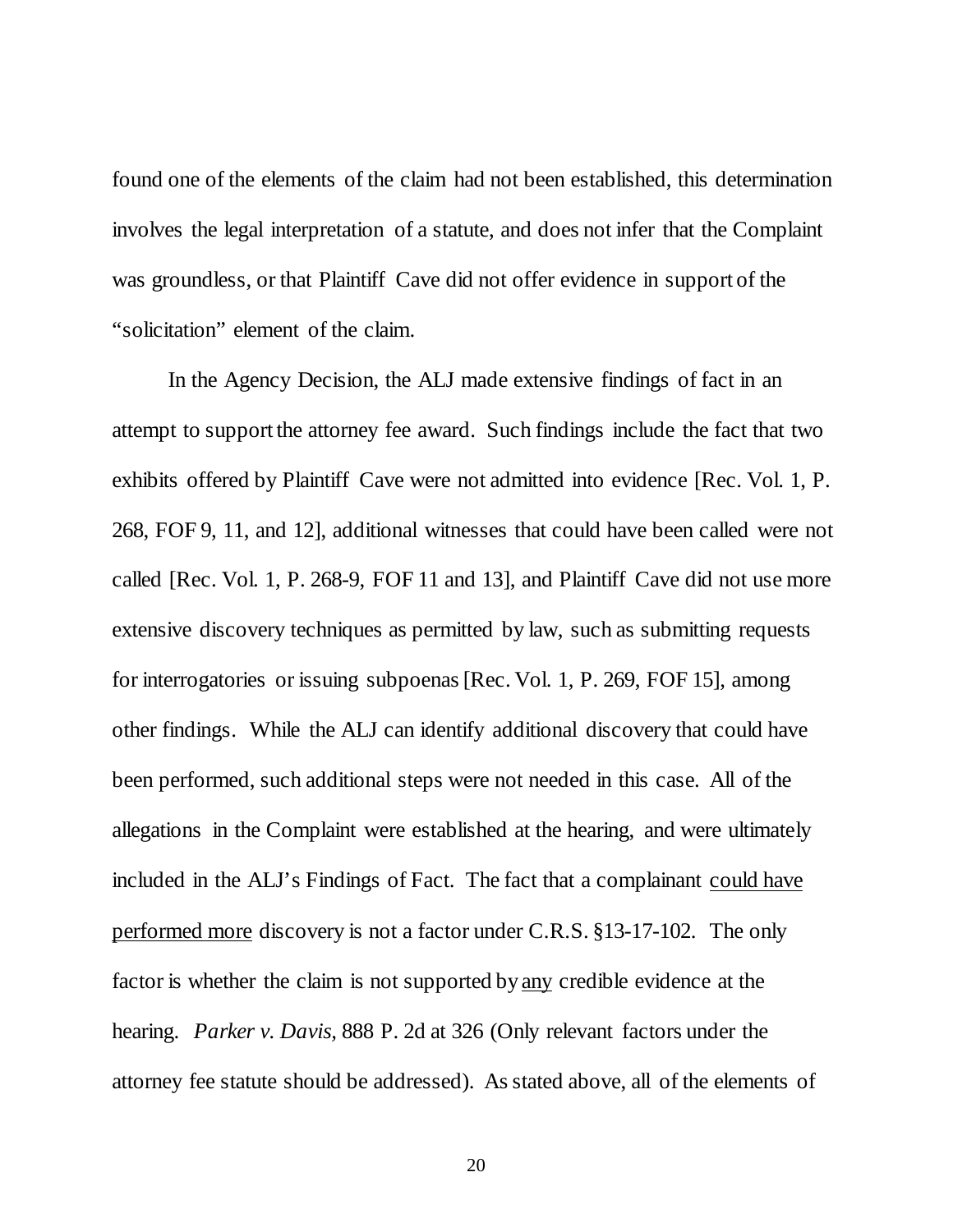found one of the elements of the claim had not been established, this determination involves the legal interpretation of a statute, and does not infer that the Complaint was groundless, or that Plaintiff Cave did not offer evidence in support of the "solicitation" element of the claim.

In the Agency Decision, the ALJ made extensive findings of fact in an attempt to support the attorney fee award. Such findings include the fact that two exhibits offered by Plaintiff Cave were not admitted into evidence [Rec. Vol. 1, P. 268, FOF 9, 11, and 12], additional witnesses that could have been called were not called [Rec. Vol. 1, P. 268-9, FOF 11 and 13], and Plaintiff Cave did not use more extensive discovery techniques as permitted by law, such as submitting requests for interrogatories or issuing subpoenas [Rec. Vol. 1, P. 269, FOF 15], among other findings. While the ALJ can identify additional discovery that could have been performed, such additional steps were not needed in this case. All of the allegations in the Complaint were established at the hearing, and were ultimately included in the ALJ's Findings of Fact. The fact that a complainant <u>could have performed more</u> discovery is not a factor under C.R.S. §13-17-102. The only factor is whether the claim is not supported by <u>any</u> credible evidence at the hearing. *Parker v. Davis,* 888 P. 2d at 326 (Only relevant factors under the attorney fee statute should be addressed). As stated above, all of the elements of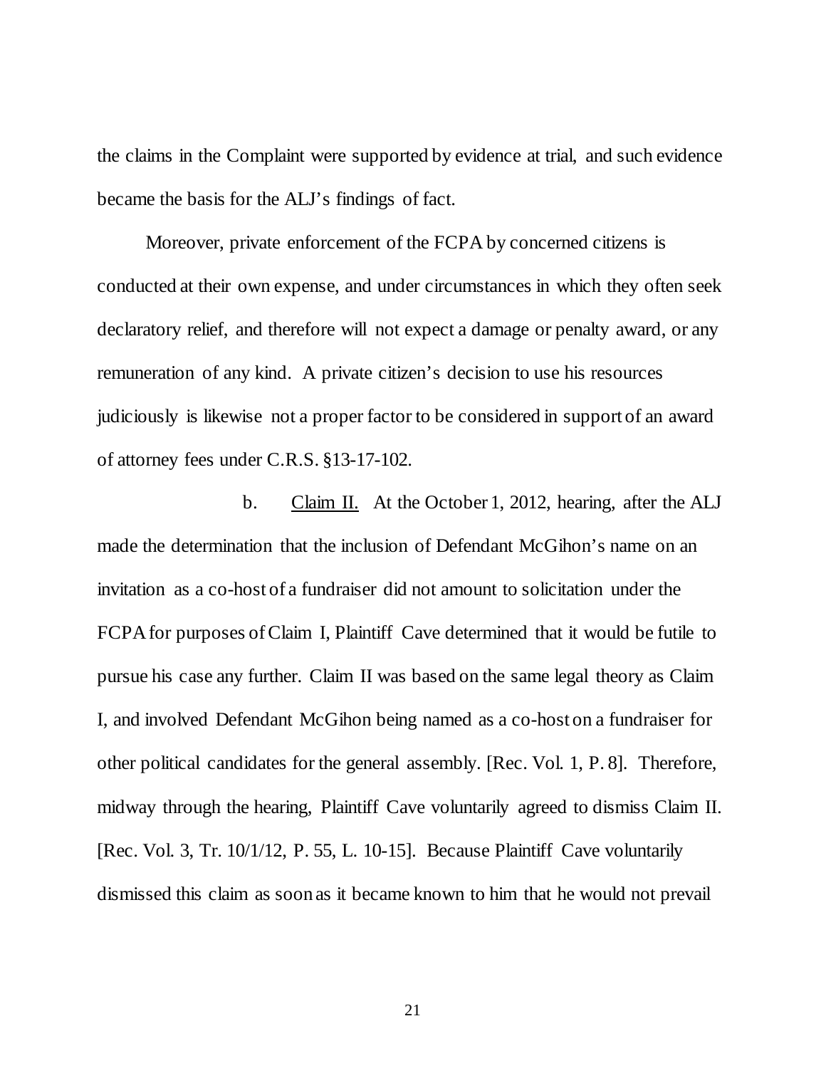the claims in the Complaint were supported by evidence at trial, and such evidence became the basis for the ALJ's findings of fact.

Moreover, private enforcement of the FCPA by concerned citizens is conducted at their own expense, and under circumstances in which they often seek declaratory relief, and therefore will not expect a damage or penalty award, or any remuneration of any kind. A private citizen's decision to use his resources judiciously is likewise not a proper factor to be considered in support of an award of attorney fees under C.R.S. §13-17-102.

b. <u>Claim II.</u> At the October 1, 2012, hearing, after the ALJ made the determination that the inclusion of Defendant McGihon's name on an invitation as a co-host of a fundraiser did not amount to solicitation under the FCPA for purposes of Claim I, Plaintiff Cave determined that it would be futile to pursue his case any further. Claim II was based on the same legal theory as Claim I, and involved Defendant McGihon being named as a co-host on a fundraiser for other political candidates for the general assembly. [Rec. Vol. 1, P. 8]. Therefore, midway through the hearing, Plaintiff Cave voluntarily agreed to dismiss Claim II. [Rec. Vol. 3, Tr. 10/1/12, P. 55, L. 10-15]. Because Plaintiff Cave voluntarily dismissed this claim as soon as it became known to him that he would not prevail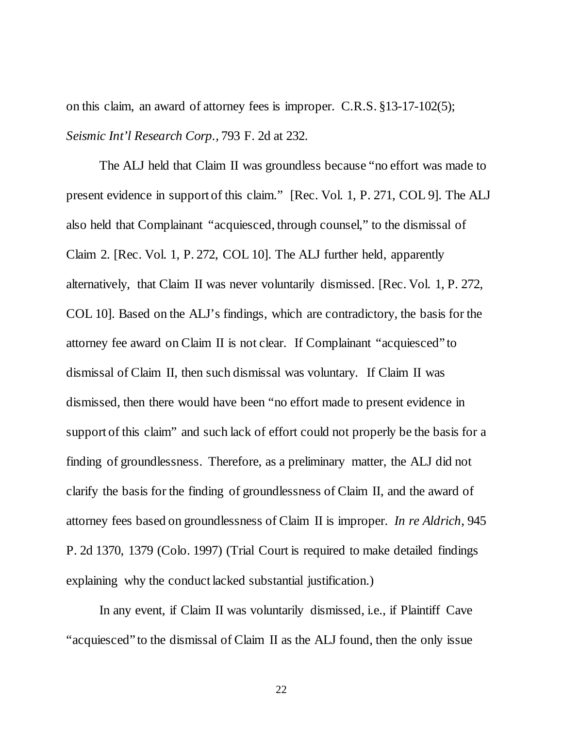on this claim, an award of attorney fees is improper. C.R.S. §13-17-102(5); *Seismic Int'l Research Corp.*, 793 F. 2d at 232.

The ALJ held that Claim II was groundless because "no effort was made to present evidence in support of this claim." [Rec. Vol. 1, P. 271, COL 9]. The ALJ also held that Complainant "acquiesced, through counsel," to the dismissal of Claim 2. [Rec. Vol. 1, P. 272, COL 10]. The ALJ further held, apparently alternatively, that Claim II was never voluntarily dismissed. [Rec. Vol. 1, P. 272, COL 10]. Based on the ALJ's findings, which are contradictory, the basis for the attorney fee award on Claim II is not clear. If Complainant "acquiesced" to dismissal of Claim II, then such dismissal was voluntary. If Claim II was dismissed, then there would have been "no effort made to present evidence in support of this claim" and such lack of effort could not properly be the basis for a finding of groundlessness. Therefore, as a preliminary matter, the ALJ did not clarify the basis for the finding of groundlessness of Claim II, and the award of attorney fees based on groundlessness of Claim II is improper. *In re Aldrich*, 945 P. 2d 1370, 1379 (Colo. 1997) (Trial Court is required to make detailed findings explaining why the conduct lacked substantial justification.)

In any event, if Claim II was voluntarily dismissed, i.e., if Plaintiff Cave "acquiesced" to the dismissal of Claim II as the ALJ found, then the only issue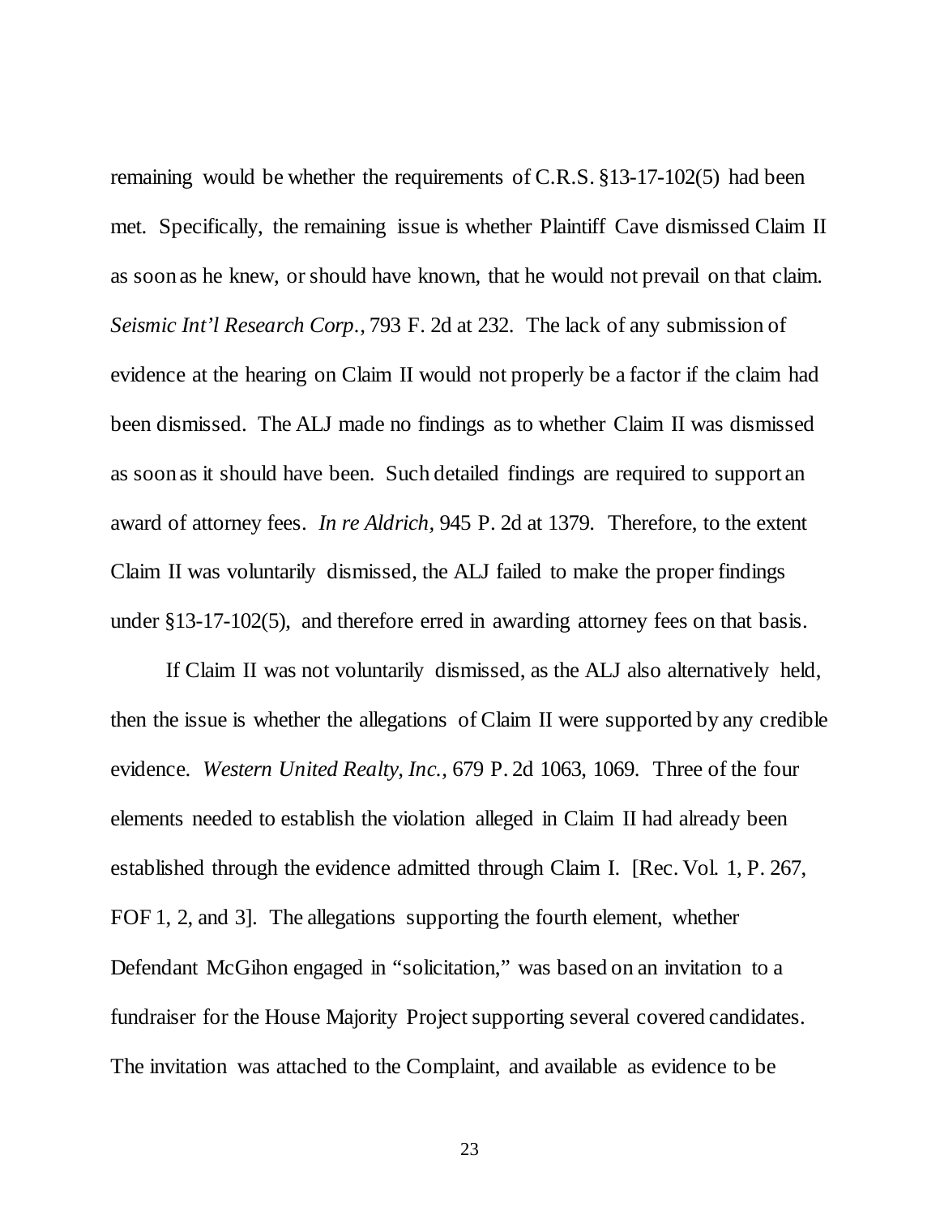remaining would be whether the requirements of C.R.S. §13-17-102(5) had been met. Specifically, the remaining issue is whether Plaintiff Cave dismissed Claim II as soon as he knew, or should have known, that he would not prevail on that claim. *Seismic Int'l Research Corp.,* 793 F. 2d at 232. The lack of any submission of evidence at the hearing on Claim II would not properly be a factor if the claim had been dismissed. The ALJ made no findings as to whether Claim II was dismissed as soon as it should have been. Such detailed findings are required to support an award of attorney fees. *In re Aldrich,* 945 P. 2d at 1379. Therefore, to the extent Claim II was voluntarily dismissed, the ALJ failed to make the proper findings under §13-17-102(5), and therefore erred in awarding attorney fees on that basis.

If Claim II was not voluntarily dismissed, as the ALJ also alternatively held, then the issue is whether the allegations of Claim II were supported by any credible evidence. *Western United Realty, Inc.,* 679 P. 2d 1063, 1069. Three of the four elements needed to establish the violation alleged in Claim II had already been established through the evidence admitted through Claim I. [Rec. Vol. 1, P. 267, FOF 1, 2, and 3]. The allegations supporting the fourth element, whether Defendant McGihon engaged in "solicitation," was based on an invitation to a fundraiser for the House Majority Project supporting several covered candidates. The invitation was attached to the Complaint, and available as evidence to be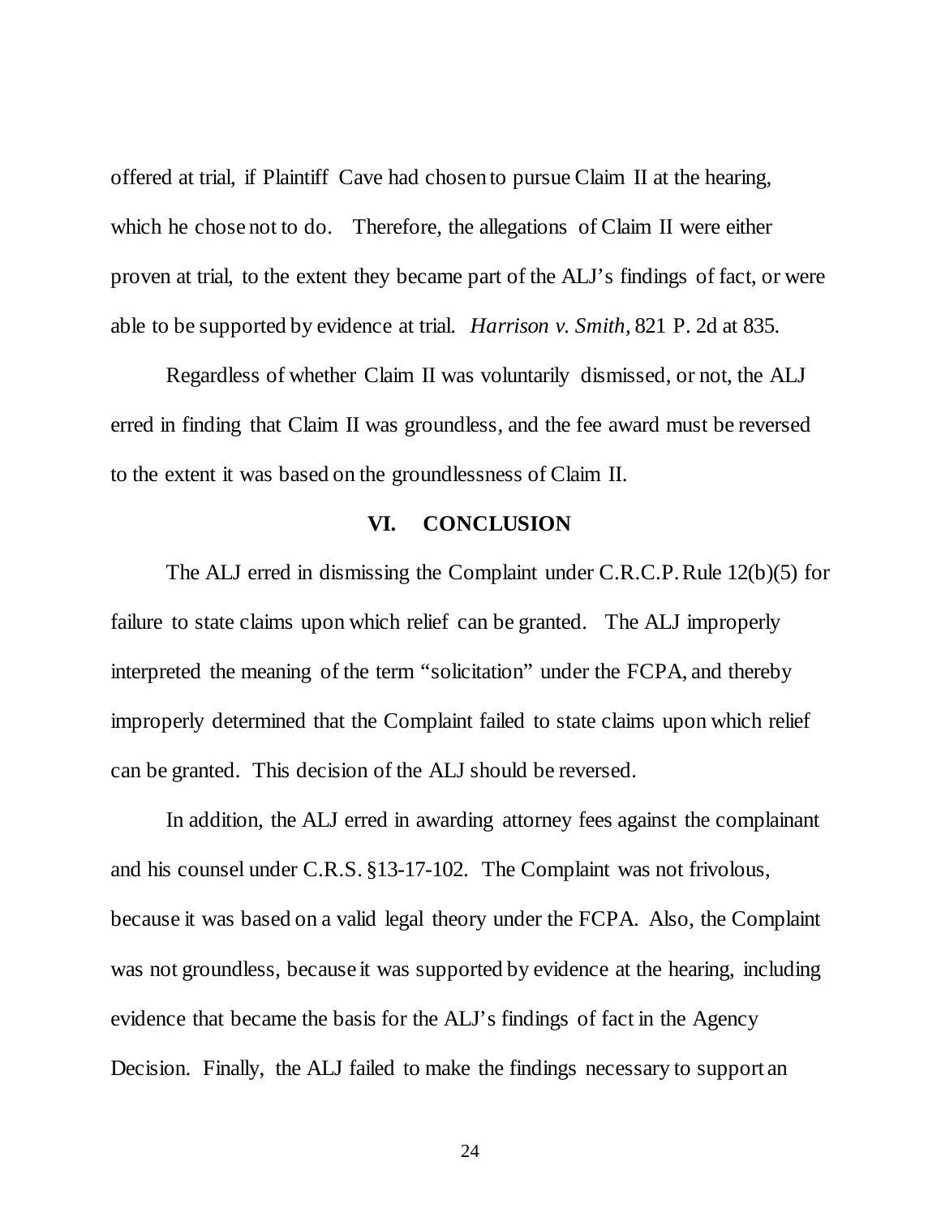offered at trial, if Plaintiff Cave had chosen to pursue Claim II at the hearing, which he chose not to do. Therefore, the allegations of Claim II were either proven at trial, to the extent they became part of the ALJ's findings of fact, or were able to be supported by evidence at trial. *Harrison v. Smith*, 821 P. 2d at 835.

Regardless of whether Claim II was voluntarily dismissed, or not, the ALJ erred in finding that Claim II was groundless, and the fee award must be reversed to the extent it was based on the groundlessness of Claim II.

## VI. CONCLUSION

The ALJ erred in dismissing the Complaint under C.R.C.P. Rule 12(b)(5) for failure to state claims upon which relief can be granted. The ALJ improperly interpreted the meaning of the term "solicitation" under the FCPA, and thereby improperly determined that the Complaint failed to state claims upon which relief can be granted. This decision of the ALJ should be reversed.

In addition, the ALJ erred in awarding attorney fees against the complainant and his counsel under C.R.S. §13-17-102. The Complaint was not frivolous, because it was based on a valid legal theory under the FCPA. Also, the Complaint was not groundless, because it was supported by evidence at the hearing, including evidence that became the basis for the ALJ's findings of fact in the Agency Decision. Finally, the ALJ failed to make the findings necessary to support an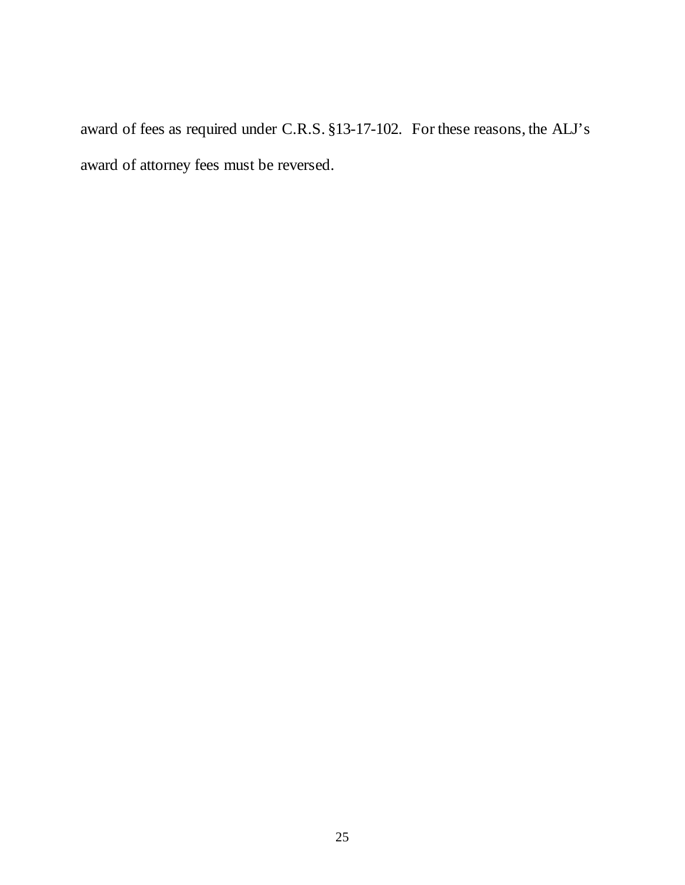award of fees as required under C.R.S. §13-17-102. For these reasons, the ALJ's award of attorney fees must be reversed.